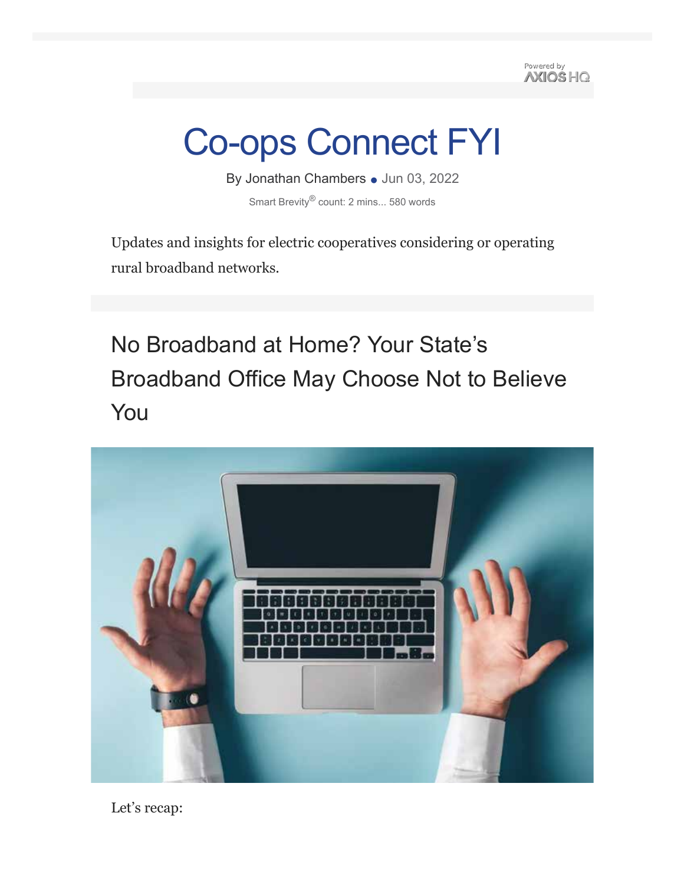Powered by AXIOS HQ

# Co-ops Connect FYI

By Jonathan Chambers • Jun 03, 2022

Smart Brevity® count: 2 mins... 580 words

Updates and insights for electric cooperatives considering or operating rural broadband networks.

## No Broadband at Home? Your State's Broadband Office May Choose Not to Believe You

Let's recap: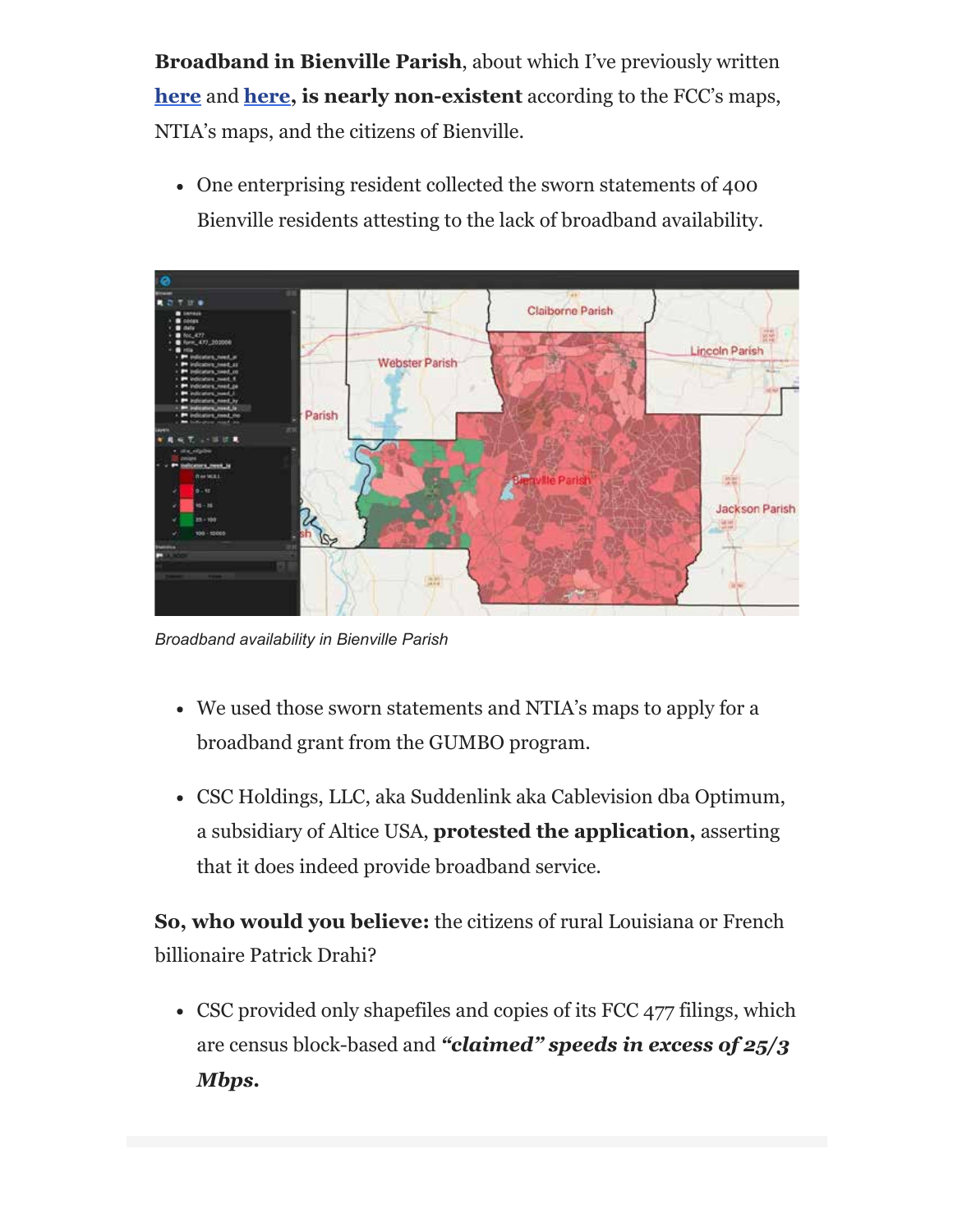**Broadband in Bienville Parish**, about which I've previously written **here** and **here**, **is nearly non-existent** according to the FCC's maps, NTIA's maps, and the citizens of Bienville.

- One enterprising resident collected the sworn statements of 400 Bienville residents attesting to the lack of broadband availability.

*Broadband availability in Bienville Parish*

- We used those sworn statements and NTIA's maps to apply for a broadband grant from the GUMBO program.
- CSC Holdings, LLC, aka Suddenlink aka Cablevision dba Optimum, a subsidiary of Altice USA, **protested the application,** asserting that it does indeed provide broadband service.

**So, who would you believe:** the citizens of rural Louisiana or French billionaire Patrick Drahi?

- CSC provided only shapefiles and copies of its FCC 477 filings, which are census block-based and ***"claimed" speeds in excess of 25/3 Mbps.***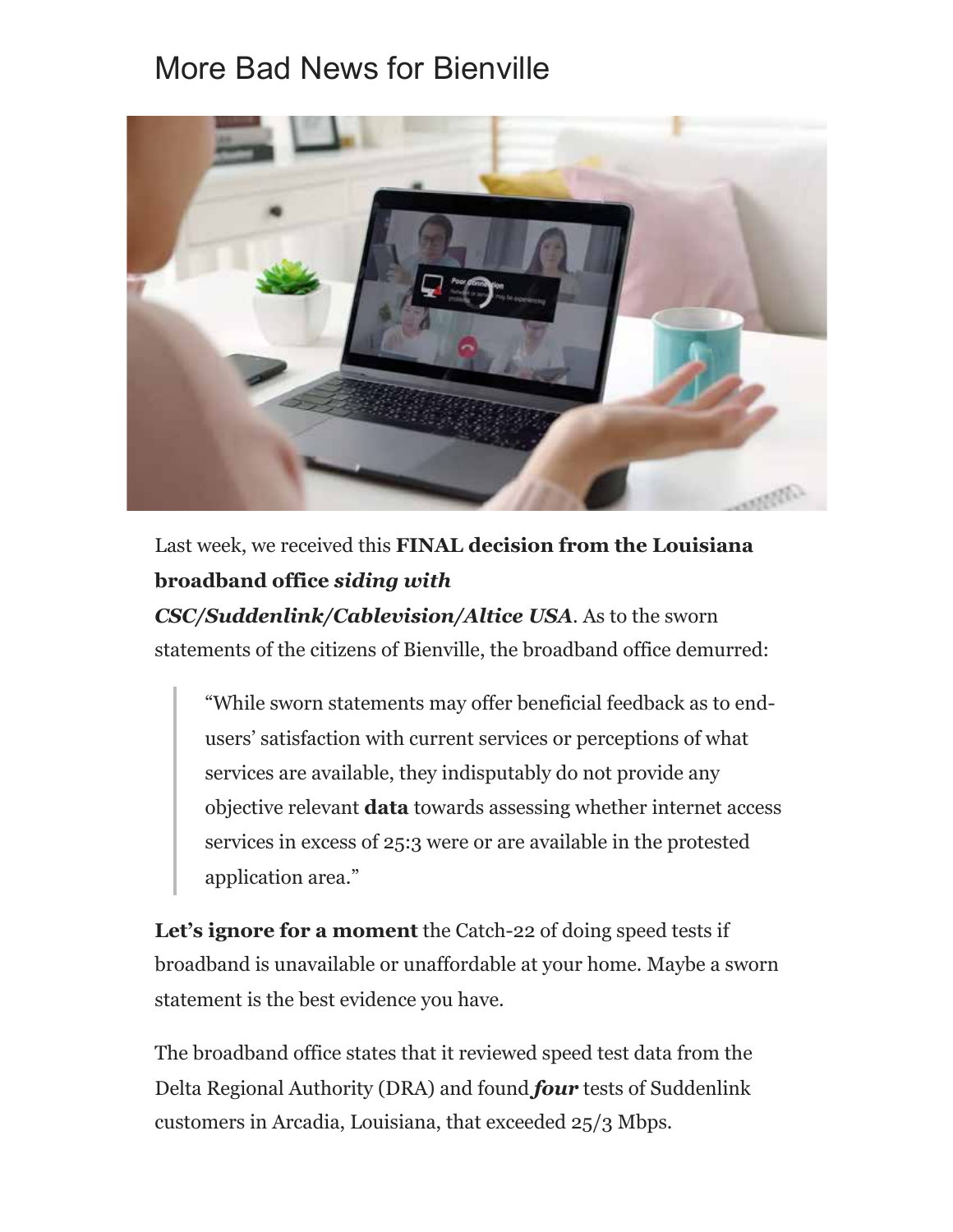# More Bad News for Bienville

Last week, we received this **FINAL decision from the Louisiana broadband office *siding with CSC/Suddenlink/Cablevision/Altice USA***. As to the sworn statements of the citizens of Bienville, the broadband office demurred:

> "While sworn statements may offer beneficial feedback as to end-users' satisfaction with current services or perceptions of what services are available, they indisputably do not provide any objective relevant **data** towards assessing whether internet access services in excess of 25:3 were or are available in the protested application area."

**Let's ignore for a moment** the Catch-22 of doing speed tests if broadband is unavailable or unaffordable at your home. Maybe a sworn statement is the best evidence you have.

The broadband office states that it reviewed speed test data from the Delta Regional Authority (DRA) and found ***four*** tests of Suddenlink customers in Arcadia, Louisiana, that exceeded 25/3 Mbps.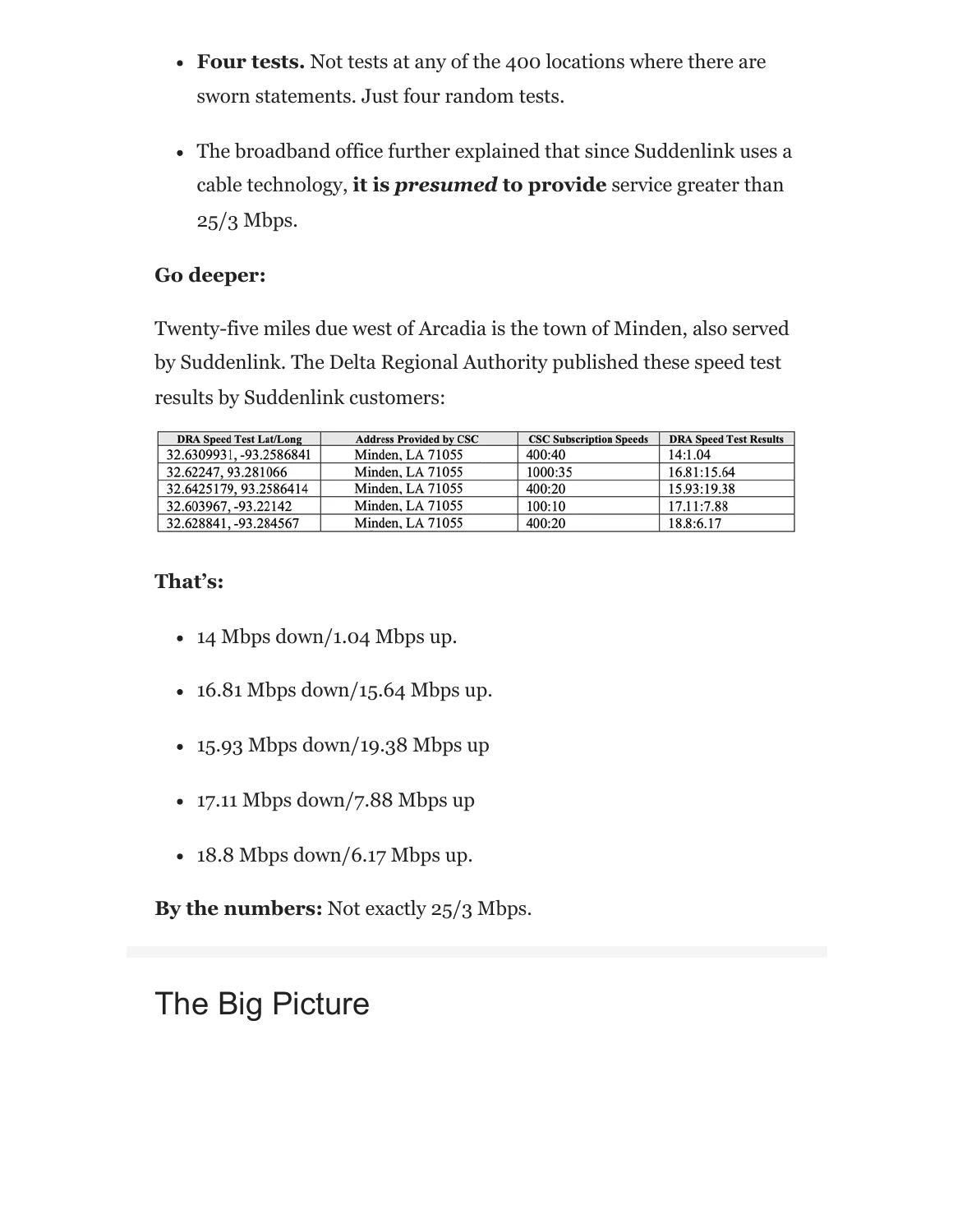- **Four tests.** Not tests at any of the 400 locations where there are sworn statements. Just four random tests.

- The broadband office further explained that since Suddenlink uses a cable technology, **it is *presumed* to provide** service greater than 25/3 Mbps.

**Go deeper:**

Twenty-five miles due west of Arcadia is the town of Minden, also served by Suddenlink. The Delta Regional Authority published these speed test results by Suddenlink customers:

| DRA Speed Test Lat/Long | Address Provided by CSC | CSC Subscription Speeds | DRA Speed Test Results |
|---|---|---|---|
| 32.6309931, -93.2586841 | Minden, LA 71055 | 400:40 | 14:1.04 |
| 32.62247, 93.281066 | Minden, LA 71055 | 1000:35 | 16.81:15.64 |
| 32.6425179, 93.2586414 | Minden, LA 71055 | 400:20 | 15.93:19.38 |
| 32.603967, -93.22142 | Minden, LA 71055 | 100:10 | 17.11:7.88 |
| 32.628841, -93.284567 | Minden, LA 71055 | 400:20 | 18.8:6.17 |

**That's:**

- 14 Mbps down/1.04 Mbps up.

- 16.81 Mbps down/15.64 Mbps up.

- 15.93 Mbps down/19.38 Mbps up

- 17.11 Mbps down/7.88 Mbps up

- 18.8 Mbps down/6.17 Mbps up.

**By the numbers:** Not exactly 25/3 Mbps.

# The Big Picture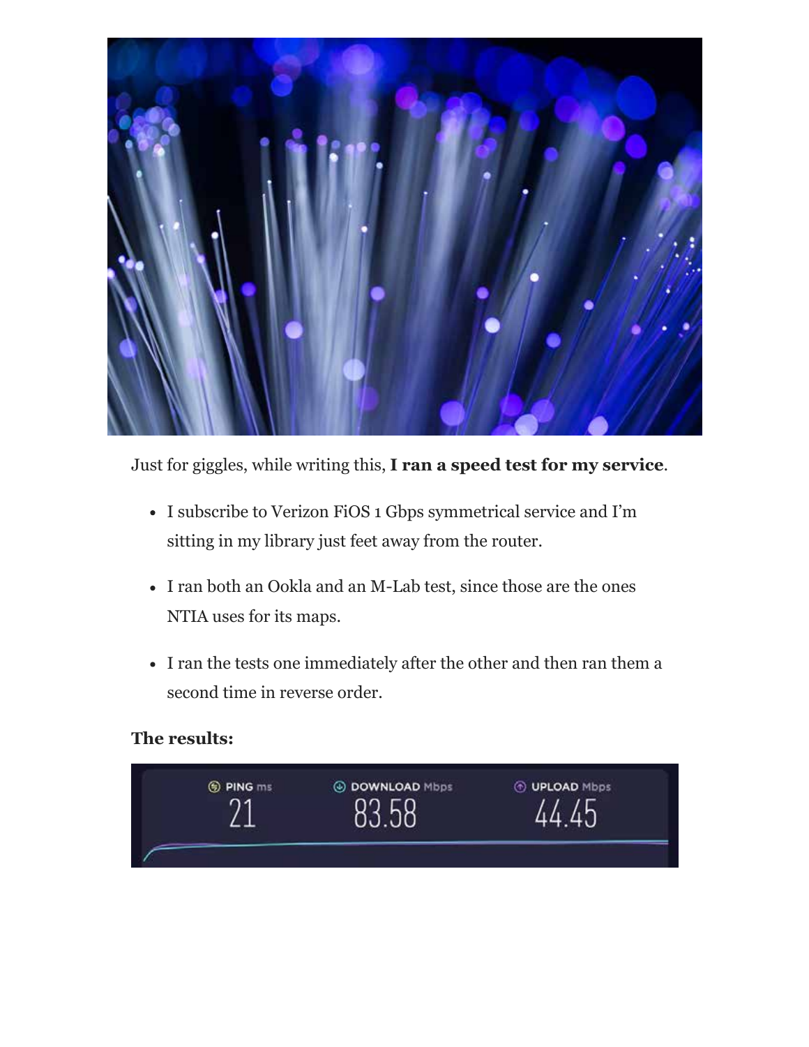Just for giggles, while writing this, **I ran a speed test for my service**.

- I subscribe to Verizon FiOS 1 Gbps symmetrical service and I'm sitting in my library just feet away from the router.
- I ran both an Ookla and an M-Lab test, since those are the ones NTIA uses for its maps.
- I ran the tests one immediately after the other and then ran them a second time in reverse order.

**The results:**

| PING ms | DOWNLOAD Mbps | UPLOAD Mbps |
| --- | --- | --- |
| 21 | 83.58 | 44.45 |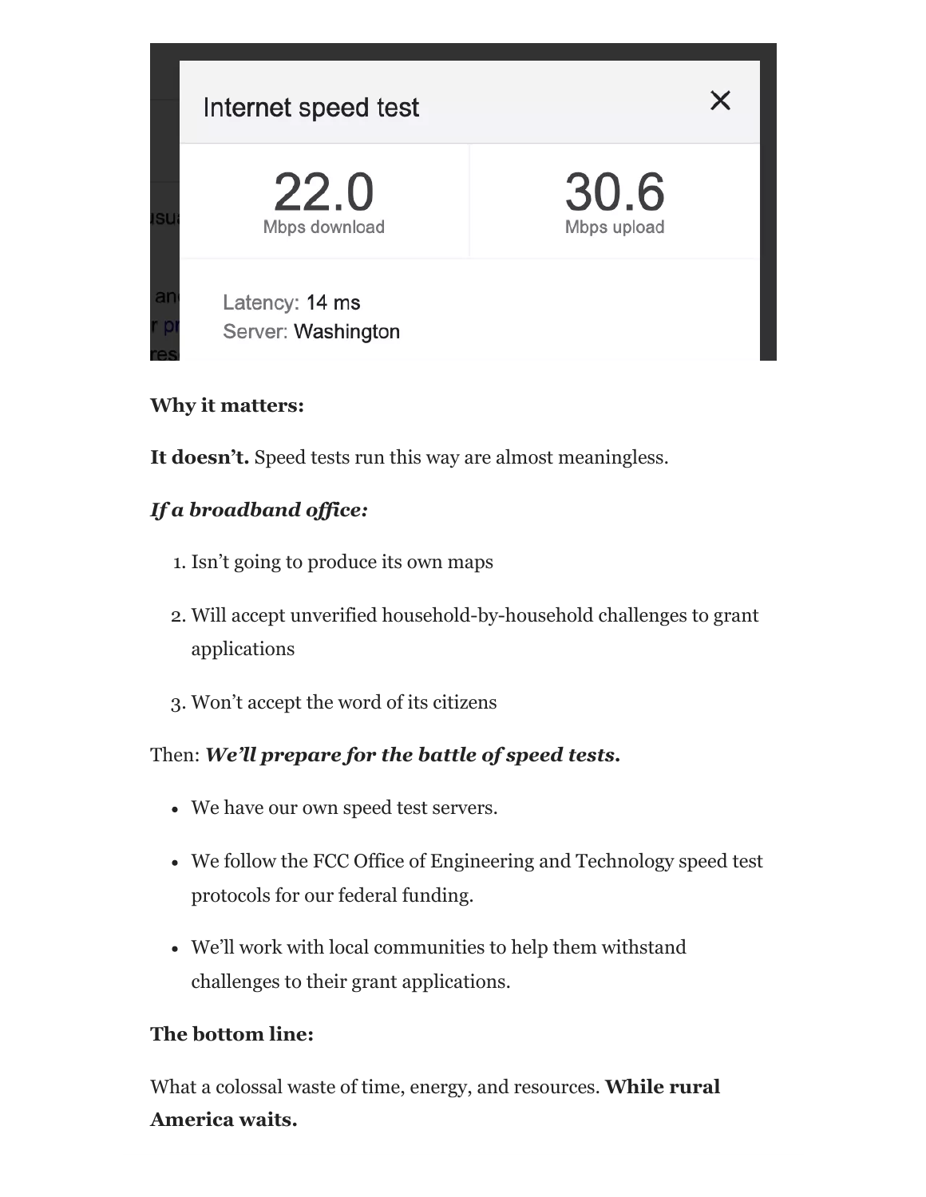Internet speed test

22.0 Mbps download

30.6 Mbps upload

Latency: 14 ms
Server: Washington

**Why it matters:**

**It doesn't.** Speed tests run this way are almost meaningless.

***If a broadband office:***

1. Isn't going to produce its own maps
2. Will accept unverified household-by-household challenges to grant applications
3. Won't accept the word of its citizens

Then: ***We'll prepare for the battle of speed tests.***

- We have our own speed test servers.
- We follow the FCC Office of Engineering and Technology speed test protocols for our federal funding.
- We'll work with local communities to help them withstand challenges to their grant applications.

**The bottom line:**

What a colossal waste of time, energy, and resources. **While rural America waits.**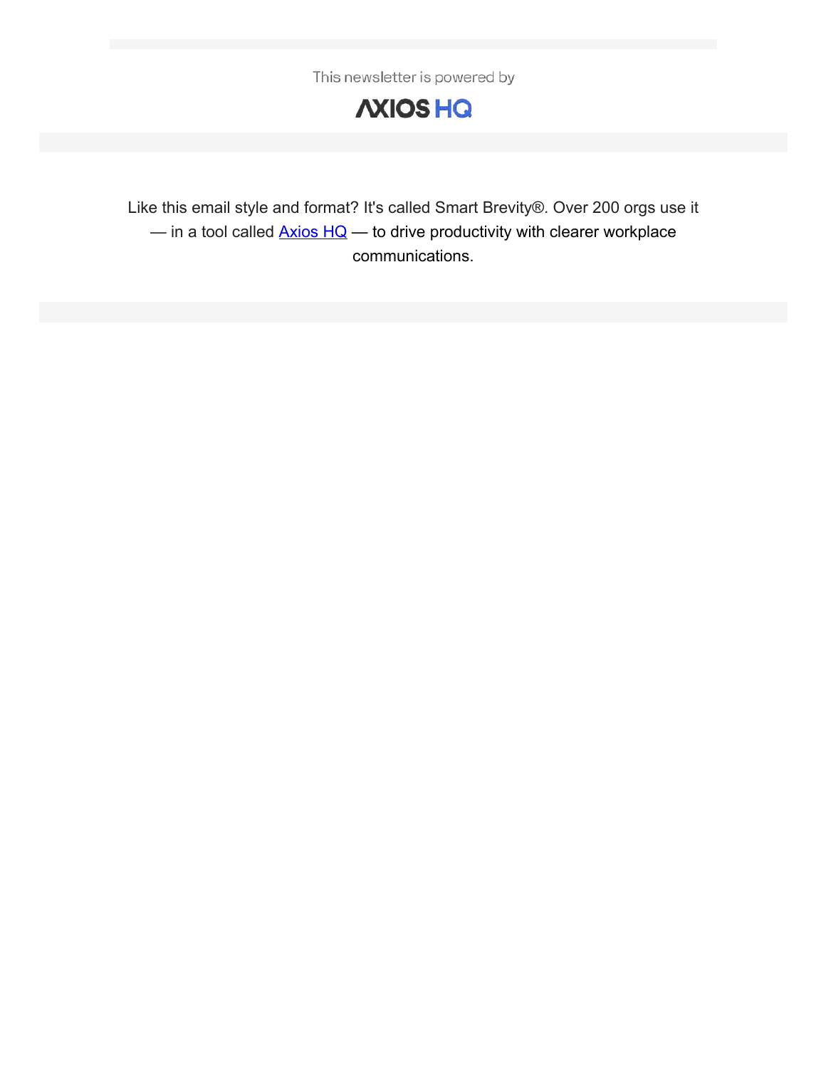This newsletter is powered by

AXIOS HQ

Like this email style and format? It's called Smart Brevity®. Over 200 orgs use it — in a tool called [Axios HQ](Axios HQ) — to drive productivity with clearer workplace communications.